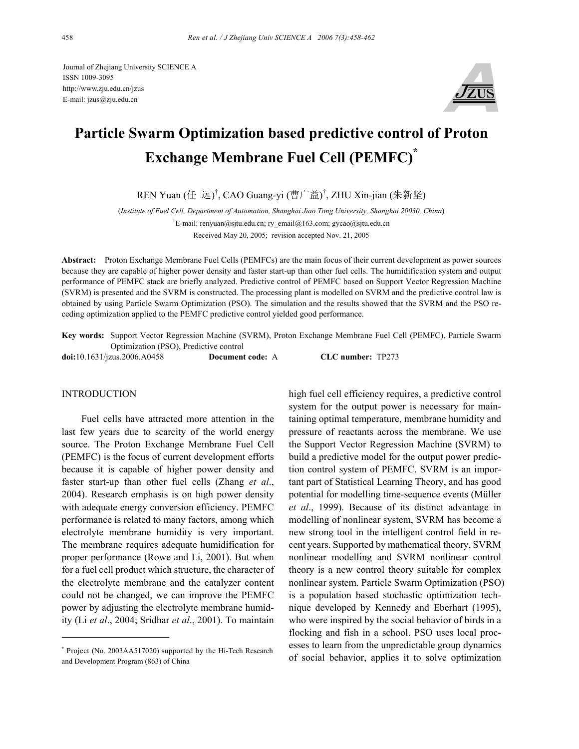Journal of Zhejiang University SCIENCE A
ISSN 1009-3095
http://www.zju.edu.cn/jzus
E-mail: jzus@zju.edu.cn

# Particle Swarm Optimization based predictive control of Proton Exchange Membrane Fuel Cell (PEMFC)*

REN Yuan (任 远)†, CAO Guang-yi (曹广益)†, ZHU Xin-jian (朱新坚)

(*Institute of Fuel Cell, Department of Automation, Shanghai Jiao Tong University, Shanghai 20030, China*)

†E-mail: renyuan@sjtu.edu.cn; ry_email@163.com; gycao@sjtu.edu.cn

Received May 20, 2005; revision accepted Nov. 21, 2005

**Abstract:** Proton Exchange Membrane Fuel Cells (PEMFCs) are the main focus of their current development as power sources because they are capable of higher power density and faster start-up than other fuel cells. The humidification system and output performance of PEMFC stack are briefly analyzed. Predictive control of PEMFC based on Support Vector Regression Machine (SVRM) is presented and the SVRM is constructed. The processing plant is modelled on SVRM and the predictive control law is obtained by using Particle Swarm Optimization (PSO). The simulation and the results showed that the SVRM and the PSO receding optimization applied to the PEMFC predictive control yielded good performance.

**Key words:** Support Vector Regression Machine (SVRM), Proton Exchange Membrane Fuel Cell (PEMFC), Particle Swarm Optimization (PSO), Predictive control

**doi:**10.1631/jzus.2006.A0458 **Document code:** A **CLC number:** TP273

## INTRODUCTION

Fuel cells have attracted more attention in the last few years due to scarcity of the world energy source. The Proton Exchange Membrane Fuel Cell (PEMFC) is the focus of current development efforts because it is capable of higher power density and faster start-up than other fuel cells (Zhang *et al*., 2004). Research emphasis is on high power density with adequate energy conversion efficiency. PEMFC performance is related to many factors, among which electrolyte membrane humidity is very important. The membrane requires adequate humidification for proper performance (Rowe and Li, 2001). But when for a fuel cell product which structure, the character of the electrolyte membrane and the catalyzer content could not be changed, we can improve the PEMFC power by adjusting the electrolyte membrane humidity (Li *et al*., 2004; Sridhar *et al*., 2001). To maintain high fuel cell efficiency requires, a predictive control system for the output power is necessary for maintaining optimal temperature, membrane humidity and pressure of reactants across the membrane. We use the Support Vector Regression Machine (SVRM) to build a predictive model for the output power prediction control system of PEMFC. SVRM is an important part of Statistical Learning Theory, and has good potential for modelling time-sequence events (Müller *et al*., 1999). Because of its distinct advantage in modelling of nonlinear system, SVRM has become a new strong tool in the intelligent control field in recent years. Supported by mathematical theory, SVRM nonlinear modelling and SVRM nonlinear control theory is a new control theory suitable for complex nonlinear system. Particle Swarm Optimization (PSO) is a population based stochastic optimization technique developed by Kennedy and Eberhart (1995), who were inspired by the social behavior of birds in a flocking and fish in a school. PSO uses local processes to learn from the unpredictable group dynamics of social behavior, applies it to solve optimization

---

\* Project (No. 2003AA517020) supported by the Hi-Tech Research and Development Program (863) of China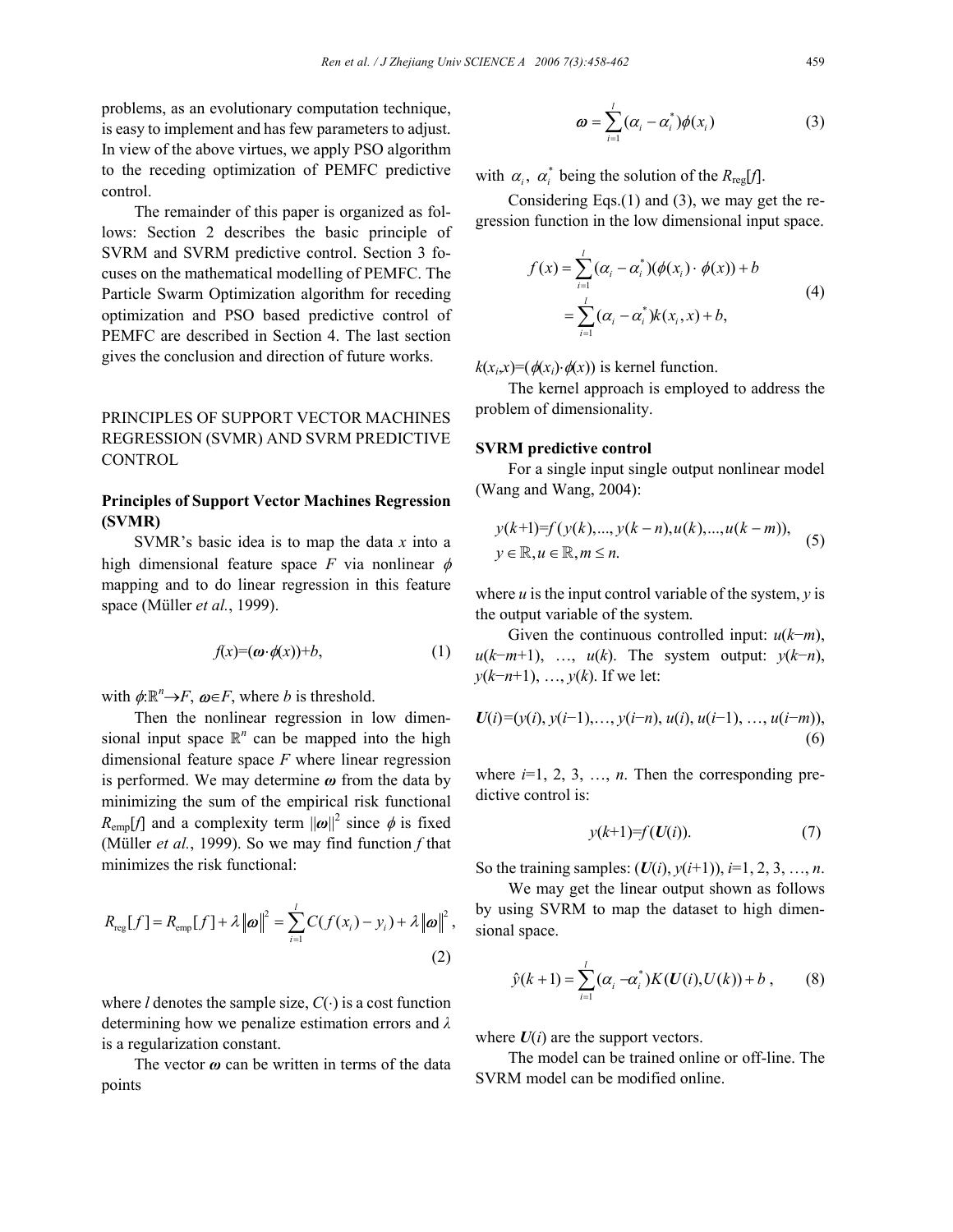problems, as an evolutionary computation technique, is easy to implement and has few parameters to adjust. In view of the above virtues, we apply PSO algorithm to the receding optimization of PEMFC predictive control.

The remainder of this paper is organized as follows: Section 2 describes the basic principle of SVRM and SVRM predictive control. Section 3 focuses on the mathematical modelling of PEMFC. The Particle Swarm Optimization algorithm for receding optimization and PSO based predictive control of PEMFC are described in Section 4. The last section gives the conclusion and direction of future works.

## PRINCIPLES OF SUPPORT VECTOR MACHINES REGRESSION (SVMR) AND SVRM PREDICTIVE CONTROL

### Principles of Support Vector Machines Regression (SVMR)

SVMR's basic idea is to map the data $x$ into a high dimensional feature space $F$ via nonlinear $\phi$ mapping and to do linear regression in this feature space (Müller *et al.*, 1999).

$$f(x)=(\boldsymbol{\omega}\cdot\phi(x))+b, \tag{1}$$

with $\phi:\mathbb{R}^n\rightarrow F$, $\omega\in F$, where $b$ is threshold.

Then the nonlinear regression in low dimensional input space $\mathbb{R}^n$ can be mapped into the high dimensional feature space $F$ where linear regression is performed. We may determine $\boldsymbol{\omega}$ from the data by minimizing the sum of the empirical risk functional $R_{\text{emp}}[f]$ and a complexity term $\|\boldsymbol{\omega}\|^2$ since $\phi$ is fixed (Müller *et al.*, 1999). So we may find function $f$ that minimizes the risk functional:

$$R_{\text{reg}}[f]=R_{\text{emp}}[f]+\lambda\|\boldsymbol{\omega}\|^2=\sum_{i=1}^{l}C(f(x_i)-y_i)+\lambda\|\boldsymbol{\omega}\|^2, \tag{2}$$

where $l$ denotes the sample size, $C(\cdot)$ is a cost function determining how we penalize estimation errors and $\lambda$ is a regularization constant.

The vector $\boldsymbol{\omega}$ can be written in terms of the data points

$$\boldsymbol{\omega}=\sum_{i=1}^{l}(\alpha_i-\alpha_i^*)\phi(x_i) \tag{3}$$

with $\alpha_i$, $\alpha_i^*$ being the solution of the $R_{\text{reg}}[f]$.

Considering Eqs.(1) and (3), we may get the regression function in the low dimensional input space.

$$\begin{aligned} f(x)&=\sum_{i=1}^{l}(\alpha_i-\alpha_i^*)(\phi(x_i)\cdot\phi(x))+b \\ &=\sum_{i=1}^{l}(\alpha_i-\alpha_i^*)k(x_i,x)+b, \end{aligned} \tag{4}$$

$k(x_i,x)=(\phi(x_i)\cdot\phi(x))$ is kernel function.

The kernel approach is employed to address the problem of dimensionality.

### SVRM predictive control

For a single input single output nonlinear model (Wang and Wang, 2004):

$$\begin{aligned} &y(k+1)=f(y(k),...,y(k-n),u(k),...,u(k-m)), \\ &y\in\mathbb{R}, u\in\mathbb{R}, m\leq n. \end{aligned} \tag{5}$$

where $u$ is the input control variable of the system, $y$ is the output variable of the system.

Given the continuous controlled input: $u(k-m)$, $u(k-m+1)$, …, $u(k)$. The system output: $y(k-n)$, $y(k-n+1)$, …, $y(k)$. If we let:

$$\boldsymbol{U}(i)=(y(i), y(i-1),\ldots, y(i-n), u(i), u(i-1), \ldots, u(i-m)), \tag{6}$$

where $i$=1, 2, 3, …, $n$. Then the corresponding predictive control is:

$$y(k+1)=f(\boldsymbol{U}(i)). \tag{7}$$

So the training samples: $(\boldsymbol{U}(i), y(i+1))$, $i$=1, 2, 3, …, $n$.

We may get the linear output shown as follows by using SVRM to map the dataset to high dimensional space.

$$\hat{y}(k+1)=\sum_{i=1}^{l}(\alpha_i-\alpha_i^*)K(\boldsymbol{U}(i),U(k))+b, \tag{8}$$

where $\boldsymbol{U}(i)$ are the support vectors.

The model can be trained online or off-line. The SVRM model can be modified online.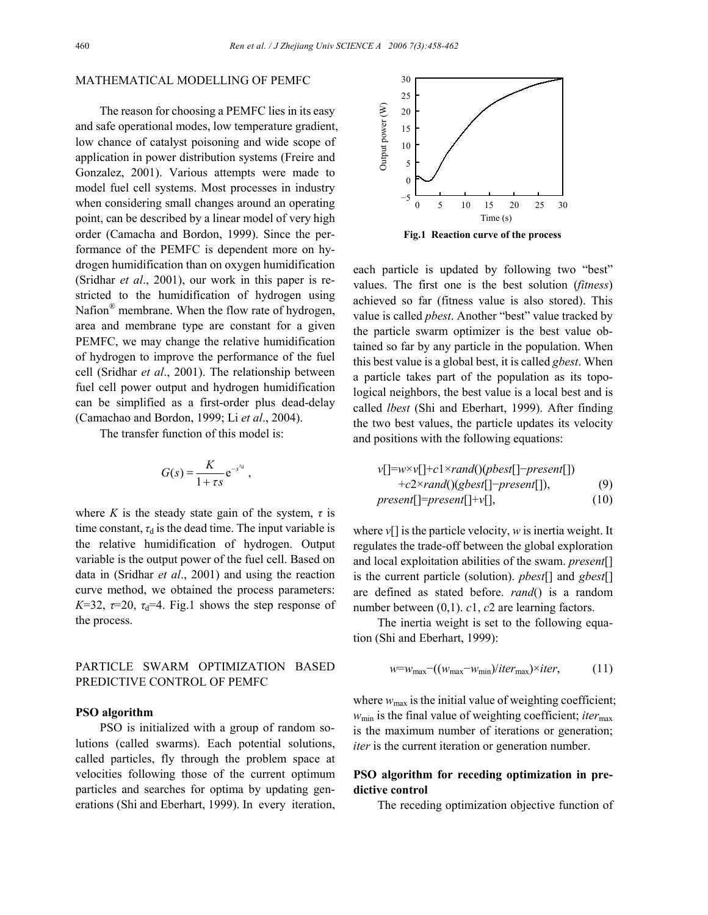## MATHEMATICAL MODELLING OF PEMFC

The reason for choosing a PEMFC lies in its easy and safe operational modes, low temperature gradient, low chance of catalyst poisoning and wide scope of application in power distribution systems (Freire and Gonzalez, 2001). Various attempts were made to model fuel cell systems. Most processes in industry when considering small changes around an operating point, can be described by a linear model of very high order (Camacha and Bordon, 1999). Since the performance of the PEMFC is dependent more on hydrogen humidification than on oxygen humidification (Sridhar *et al*., 2001), our work in this paper is restricted to the humidification of hydrogen using Nafion® membrane. When the flow rate of hydrogen, area and membrane type are constant for a given PEMFC, we may change the relative humidification of hydrogen to improve the performance of the fuel cell (Sridhar *et al*., 2001). The relationship between fuel cell power output and hydrogen humidification can be simplified as a first-order plus dead-delay (Camachao and Bordon, 1999; Li *et al*., 2004).

The transfer function of this model is:

$$G(s) = \frac{K}{1+\tau s}\mathrm{e}^{-s^{\tau_d}},$$

where $K$ is the steady state gain of the system, $\tau$ is time constant, $\tau_d$ is the dead time. The input variable is the relative humidification of hydrogen. Output variable is the output power of the fuel cell. Based on data in (Sridhar *et al*., 2001) and using the reaction curve method, we obtained the process parameters: $K$=32, $\tau$=20, $\tau_d$=4. Fig.1 shows the step response of the process.

Output power (W)
30
25
20
15
10
5
0
−5
0 5 10 15 20 25 30
Time (s)

**Fig.1 Reaction curve of the process**

## PARTICLE SWARM OPTIMIZATION BASED PREDICTIVE CONTROL OF PEMFC

### PSO algorithm

PSO is initialized with a group of random solutions (called swarms). Each potential solutions, called particles, fly through the problem space at velocities following those of the current optimum particles and searches for optima by updating generations (Shi and Eberhart, 1999). In every iteration, each particle is updated by following two "best" values. The first one is the best solution (*fitness*) achieved so far (fitness value is also stored). This value is called *pbest*. Another "best" value tracked by the particle swarm optimizer is the best value obtained so far by any particle in the population. When this best value is a global best, it is called *gbest*. When a particle takes part of the population as its topological neighbors, the best value is a local best and is called *lbest* (Shi and Eberhart, 1999). After finding the two best values, the particle updates its velocity and positions with the following equations:

$$v[]=w\times v[]+c1\times rand()(pbest[]-present[]) \\ +c2\times rand()(gbest[]-present[]), \quad (9)$$

$$present[]=present[]+v[], \quad (10)$$

where $v[]$ is the particle velocity, $w$ is inertia weight. It regulates the trade-off between the global exploration and local exploitation abilities of the swam. *present*[] is the current particle (solution). *pbest*[] and *gbest*[] are defined as stated before. *rand*() is a random number between (0,1). $c1$, $c2$ are learning factors.

The inertia weight is set to the following equation (Shi and Eberhart, 1999):

$$w=w_{max}-((w_{max}-w_{min})/iter_{max})\times iter, \quad (11)$$

where $w_{max}$ is the initial value of weighting coefficient; $w_{min}$ is the final value of weighting coefficient; $iter_{max}$ is the maximum number of iterations or generation; *iter* is the current iteration or generation number.

### PSO algorithm for receding optimization in predictive control

The receding optimization objective function of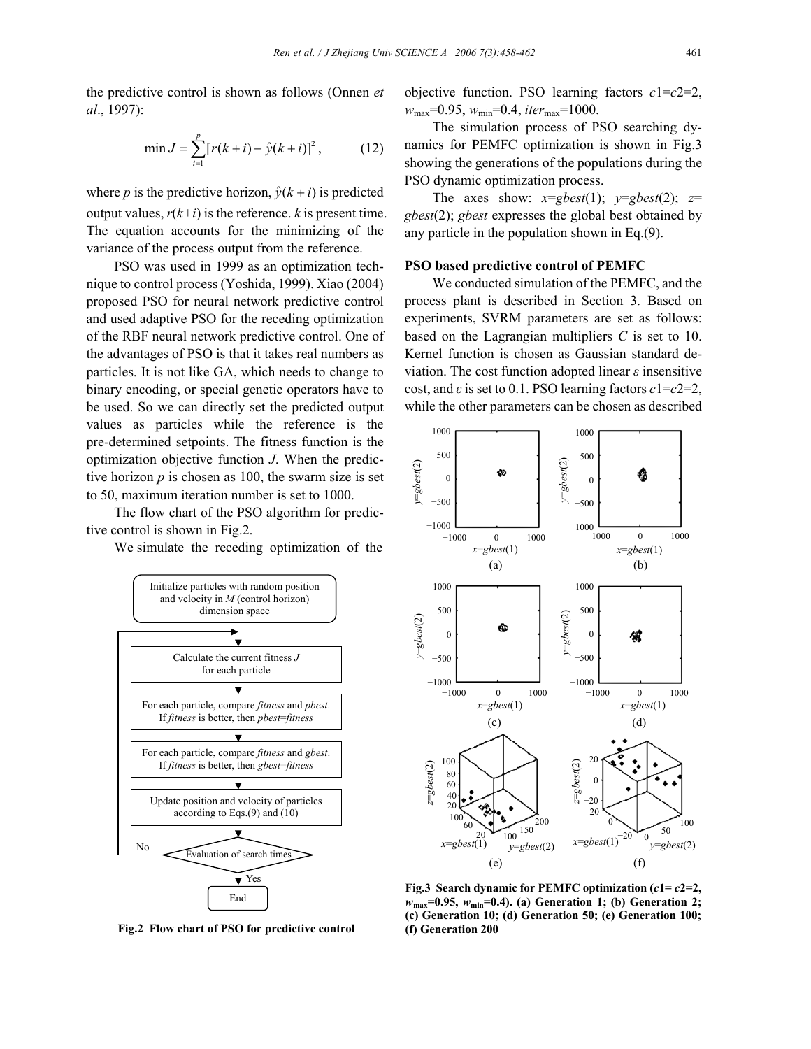the predictive control is shown as follows (Onnen *et al*., 1997):

$$\min J = \sum_{i=1}^{p} [r(k+i) - \hat{y}(k+i)]^2 , \qquad (12)$$

where $p$ is the predictive horizon, $\hat{y}(k+i)$ is predicted output values, $r(k+i)$ is the reference. $k$ is present time. The equation accounts for the minimizing of the variance of the process output from the reference.

PSO was used in 1999 as an optimization technique to control process (Yoshida, 1999). Xiao (2004) proposed PSO for neural network predictive control and used adaptive PSO for the receding optimization of the RBF neural network predictive control. One of the advantages of PSO is that it takes real numbers as particles. It is not like GA, which needs to change to binary encoding, or special genetic operators have to be used. So we can directly set the predicted output values as particles while the reference is the pre-determined setpoints. The fitness function is the optimization objective function $J$. When the predictive horizon $p$ is chosen as 100, the swarm size is set to 50, maximum iteration number is set to 1000.

The flow chart of the PSO algorithm for predictive control is shown in Fig.2.

We simulate the receding optimization of the objective function. PSO learning factors $c1=c2=2$, $w_{max}=0.95$, $w_{min}=0.4$, $iter_{max}=1000$.

Initialize particles with random position and velocity in $M$ (control horizon) dimension space

Calculate the current fitness $J$ for each particle

For each particle, compare *fitness* and *pbest*. If *fitness* is better, then *pbest*=*fitness*

For each particle, compare *fitness* and *gbest*. If *fitness* is better, then *gbest*=*fitness*

Update position and velocity of particles according to Eqs.(9) and (10)

Evaluation of search times

No

Yes

End

**Fig.2 Flow chart of PSO for predictive control**

The simulation process of PSO searching dynamics for PEMFC optimization is shown in Fig.3 showing the generations of the populations during the PSO dynamic optimization process.

The axes show: $x$=*gbest*(1); $y$=*gbest*(2); $z$=*gbest*(2); *gbest* expresses the global best obtained by any particle in the population shown in Eq.(9).

### PSO based predictive control of PEMFC

We conducted simulation of the PEMFC, and the process plant is described in Section 3. Based on experiments, SVRM parameters are set as follows: based on the Lagrangian multipliers $C$ is set to 10. Kernel function is chosen as Gaussian standard deviation. The cost function adopted linear $\varepsilon$ insensitive cost, and $\varepsilon$ is set to 0.1. PSO learning factors $c1=c2=2$, while the other parameters can be chosen as described

1000
500
0
−500
−1000
−1000 0 1000
y=gbest(2)
x=gbest(1)
(a)

1000
500
0
−500
−1000
−1000 0 1000
y=gbest(2)
x=gbest(1)
(b)

1000
500
0
−500
−1000
−1000 0 1000
y=gbest(2)
x=gbest(1)
(c)

1000
500
0
−500
−1000
−1000 0 1000
y=gbest(2)
x=gbest(1)
(d)

z=gbest(2)
100
80
60
40
20
100
60
20
x=gbest(1)
100
150
200
y=gbest(2)
(e)

z=gbest(2)
20
0
−20
20
0
−20
x=gbest(1)
0
50
100
y=gbest(2)
(f)

**Fig.3 Search dynamic for PEMFC optimization ($c1=c2=2$, $w_{max}=0.95$, $w_{min}=0.4$). (a) Generation 1; (b) Generation 2; (c) Generation 10; (d) Generation 50; (e) Generation 100; (f) Generation 200**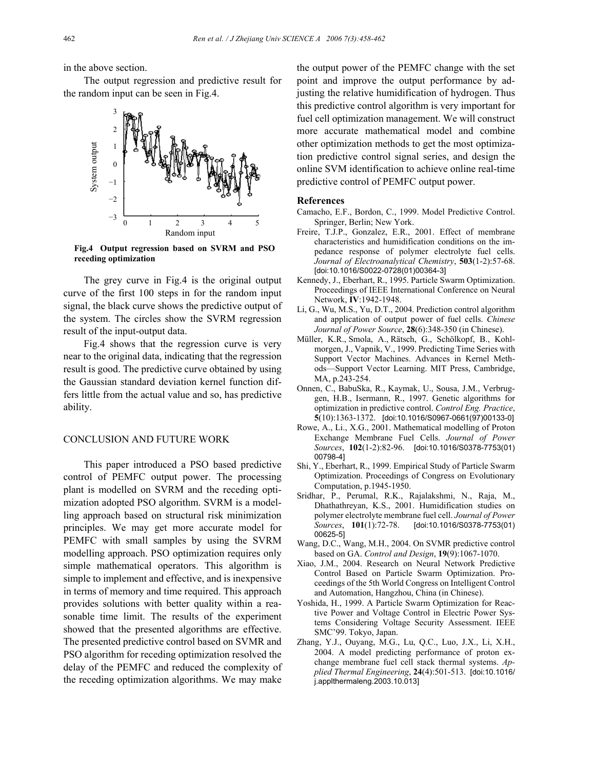in the above section.

The output regression and predictive result for the random input can be seen in Fig.4.

3
2
1
0
−1
−2
−3
System output
0 1 2 3 4 5
Random input

**Fig.4 Output regression based on SVRM and PSO receding optimization**

The grey curve in Fig.4 is the original output curve of the first 100 steps in for the random input signal, the black curve shows the predictive output of the system. The circles show the SVRM regression result of the input-output data.

Fig.4 shows that the regression curve is very near to the original data, indicating that the regression result is good. The predictive curve obtained by using the Gaussian standard deviation kernel function differs little from the actual value and so, has predictive ability.

## CONCLUSION AND FUTURE WORK

This paper introduced a PSO based predictive control of PEMFC output power. The processing plant is modelled on SVRM and the receding optimization adopted PSO algorithm. SVRM is a modelling approach based on structural risk minimization principles. We may get more accurate model for PEMFC with small samples by using the SVRM modelling approach. PSO optimization requires only simple mathematical operators. This algorithm is simple to implement and effective, and is inexpensive in terms of memory and time required. This approach provides solutions with better quality within a reasonable time limit. The results of the experiment showed that the presented algorithms are effective. The presented predictive control based on SVMR and PSO algorithm for receding optimization resolved the delay of the PEMFC and reduced the complexity of the receding optimization algorithms. We may make the output power of the PEMFC change with the set point and improve the output performance by adjusting the relative humidification of hydrogen. Thus this predictive control algorithm is very important for fuel cell optimization management. We will construct more accurate mathematical model and combine other optimization methods to get the most optimization predictive control signal series, and design the online SVM identification to achieve online real-time predictive control of PEMFC output power.

## References

Camacho, E.F., Bordon, C., 1999. Model Predictive Control. Springer, Berlin; New York.

Freire, T.J.P., Gonzalez, E.R., 2001. Effect of membrane characteristics and humidification conditions on the impedance response of polymer electrolyte fuel cells. *Journal of Electroanalytical Chemistry*, **503**(1-2):57-68. [doi:10.1016/S0022-0728(01)00364-3]

Kennedy, J., Eberhart, R., 1995. Particle Swarm Optimization. Proceedings of IEEE International Conference on Neural Network, **IV**:1942-1948.

Li, G., Wu, M.S., Yu, D.T., 2004. Prediction control algorithm and application of output power of fuel cells. *Chinese Journal of Power Source*, **28**(6):348-350 (in Chinese).

Müller, K.R., Smola, A., Rätsch, G., Schölkopf, B., Kohlmorgen, J., Vapnik, V., 1999. Predicting Time Series with Support Vector Machines. Advances in Kernel Methods—Support Vector Learning. MIT Press, Cambridge, MA, p.243-254.

Onnen, C., BabuSka, R., Kaymak, U., Sousa, J.M., Verbruggen, H.B., Isermann, R., 1997. Genetic algorithms for optimization in predictive control. *Control Eng. Practice*, **5**(10):1363-1372. [doi:10.1016/S0967-0661(97)00133-0]

Rowe, A., Li., X.G., 2001. Mathematical modelling of Proton Exchange Membrane Fuel Cells. *Journal of Power Sources*, **102**(1-2):82-96. [doi:10.1016/S0378-7753(01)00798-4]

Shi, Y., Eberhart, R., 1999. Empirical Study of Particle Swarm Optimization. Proceedings of Congress on Evolutionary Computation, p.1945-1950.

Sridhar, P., Perumal, R.K., Rajalakshmi, N., Raja, M., Dhathathreyan, K.S., 2001. Humidification studies on polymer electrolyte membrane fuel cell. *Journal of Power Sources*, **101**(1):72-78. [doi:10.1016/S0378-7753(01)00625-5]

Wang, D.C., Wang, M.H., 2004. On SVMR predictive control based on GA. *Control and Design*, **19**(9):1067-1070.

Xiao, J.M., 2004. Research on Neural Network Predictive Control Based on Particle Swarm Optimization. Proceedings of the 5th World Congress on Intelligent Control and Automation, Hangzhou, China (in Chinese).

Yoshida, H., 1999. A Particle Swarm Optimization for Reactive Power and Voltage Control in Electric Power Systems Considering Voltage Security Assessment. IEEE SMC'99. Tokyo, Japan.

Zhang, Y.J., Ouyang, M.G., Lu, Q.C., Luo, J.X., Li, X.H., 2004. A model predicting performance of proton exchange membrane fuel cell stack thermal systems. *Applied Thermal Engineering*, **24**(4):501-513. [doi:10.1016/j.applthermaleng.2003.10.013]